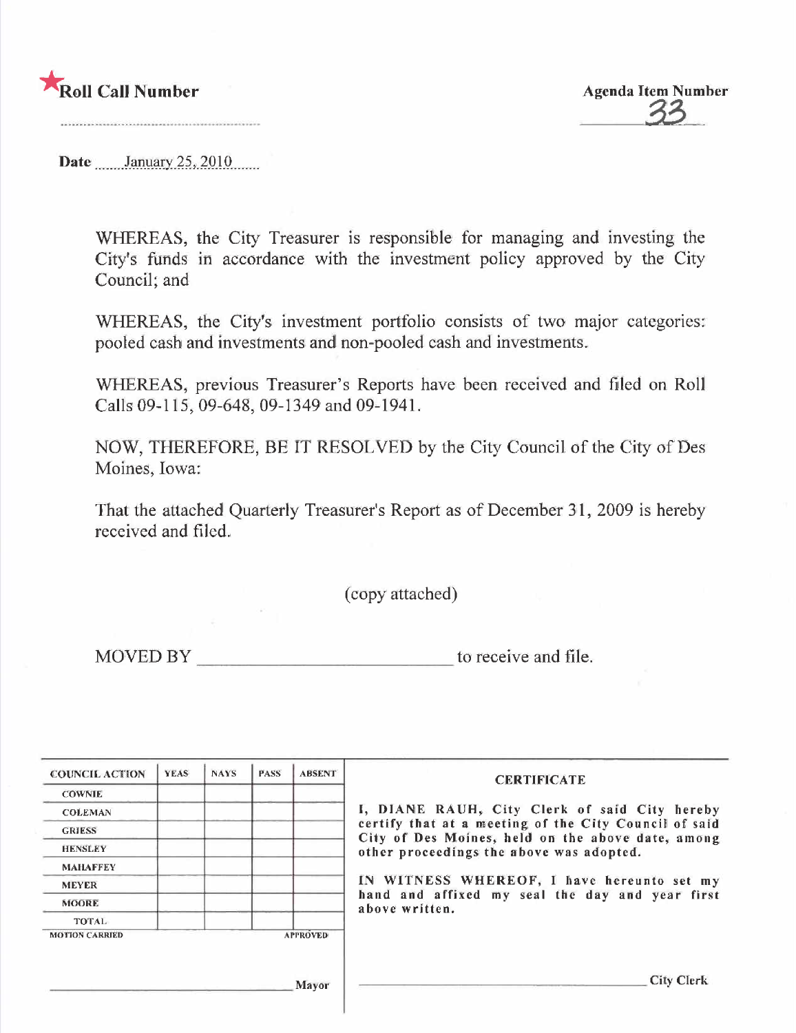★**Roll Call Number** ..................................................

**Agenda Item Number** 33

**Date** January 25, 2010

WHEREAS, the City Treasurer is responsible for managing and investing the City's funds in accordance with the investment policy approved by the City Council; and

WHEREAS, the City's investment portfolio consists of two major categories: pooled cash and investments and non-pooled cash and investments.

WHEREAS, previous Treasurer's Reports have been received and filed on Roll Calls 09-115, 09-648, 09-1349 and 09-1941.

NOW, THEREFORE, BE IT RESOLVED by the City Council of the City of Des Moines, Iowa:

That the attached Quarterly Treasurer's Report as of December 31, 2009 is hereby received and filed.

(copy attached)

MOVED BY ______________________________ to receive and file.

| COUNCIL ACTION | YEAS | NAYS | PASS | ABSENT |
|---|---|---|---|---|
| COWNIE | | | | |
| COLEMAN | | | | |
| GRIESS | | | | |
| HENSLEY | | | | |
| MAHAFFEY | | | | |
| MEYER | | | | |
| MOORE | | | | |
| TOTAL | | | | |
| MOTION CARRIED | | | | APPROVED |

______________________________ Mayor

**CERTIFICATE**

I, DIANE RAUH, City Clerk of said City hereby certify that at a meeting of the City Council of said City of Des Moines, held on the above date, among other proceedings the above was adopted.

IN WITNESS WHEREOF, I have hereunto set my hand and affixed my seal the day and year first above written.

______________________________ City Clerk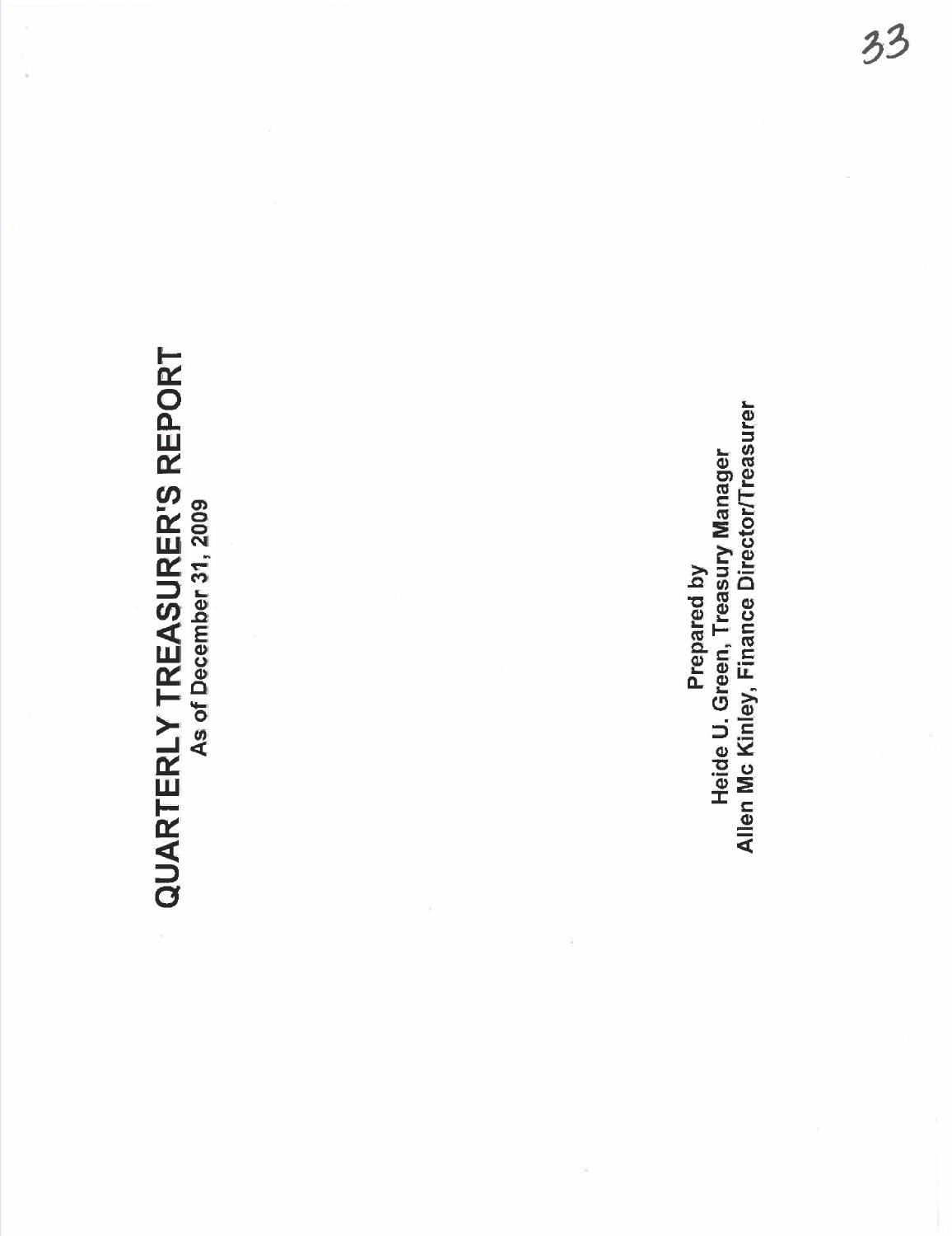# QUARTERLY TREASURER'S REPORT

As of December 31, 2009

Prepared by
Heide U. Green, Treasury Manager
Allen Mc Kinley, Finance Director/Treasurer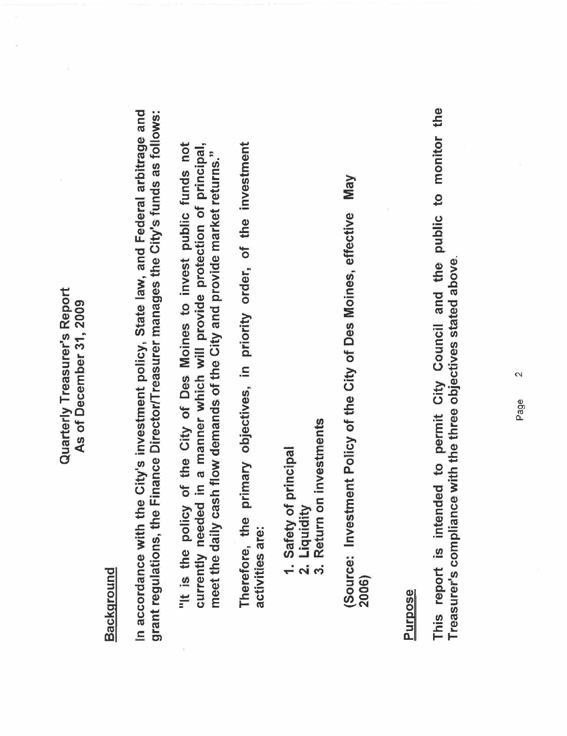# Quarterly Treasurer's Report
## As of December 31, 2009

### Background

In accordance with the City's investment policy, State law, and Federal arbitrage and grant regulations, the Finance Director/Treasurer manages the City's funds as follows:

> "It is the policy of the City of Des Moines to invest public funds not currently needed in a manner which will provide protection of principal, meet the daily cash flow demands of the City and provide market returns."
>
> Therefore, the primary objectives, in priority order, of the investment activities are:
>
> 1. Safety of principal
> 2. Liquidity
> 3. Return on investments
>
> (Source: Investment Policy of the City of Des Moines, effective May 2006)

### Purpose

This report is intended to permit City Council and the public to monitor the Treasurer's compliance with the three objectives stated above.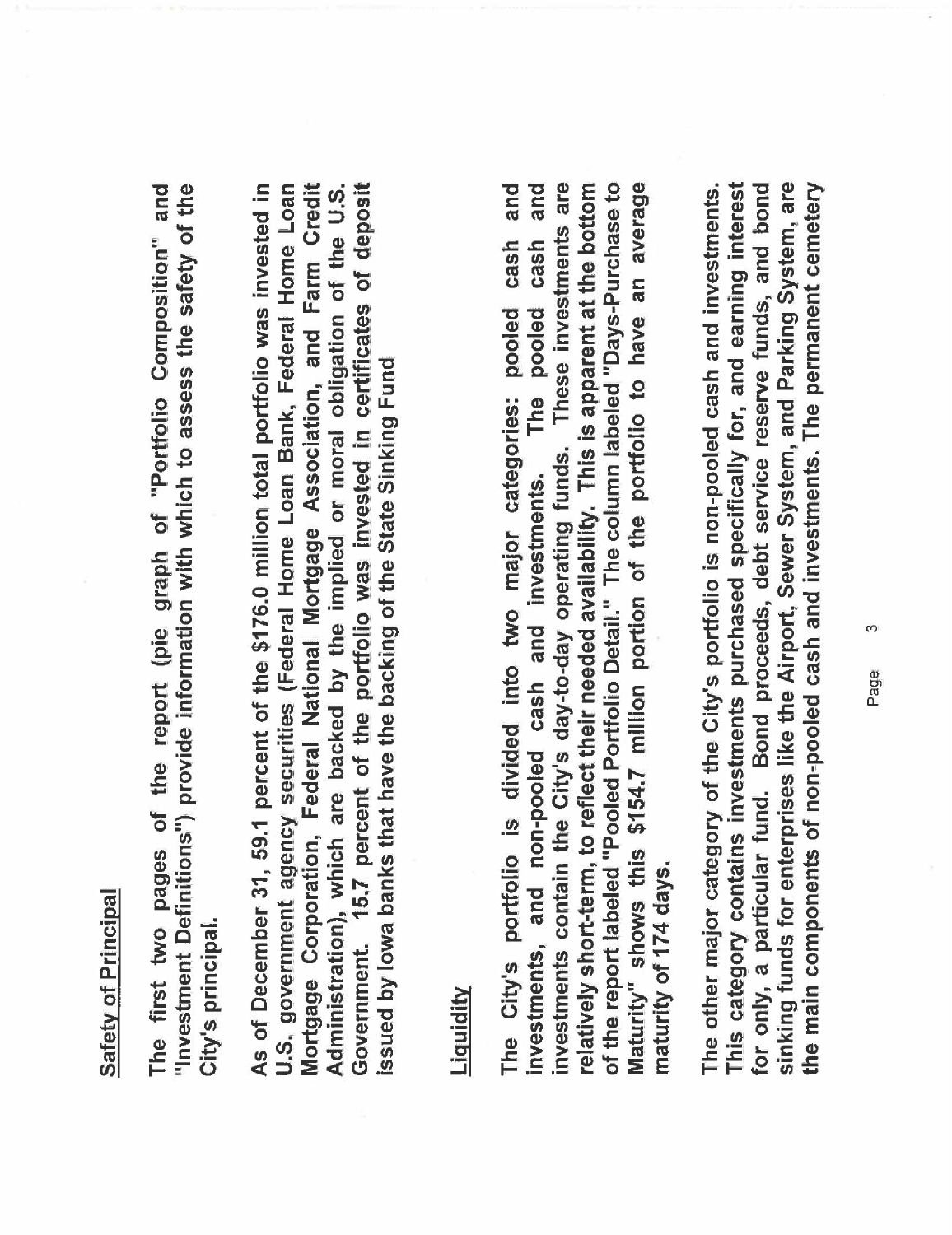## Safety of Principal

The first two pages of the report (pie graph of "Portfolio Composition" and "Investment Definitions") provide information with which to assess the safety of the City's principal.

As of December 31, 59.1 percent of the $176.0 million total portfolio was invested in U.S. government agency securities (Federal Home Loan Bank, Federal Home Loan Mortgage Corporation, Federal National Mortgage Association, and Farm Credit Administration), which are backed by the implied or moral obligation of the U.S. Government. 15.7 percent of the portfolio was invested in certificates of deposit issued by Iowa banks that have the backing of the State Sinking Fund

## Liquidity

The City's portfolio is divided into two major categories: pooled cash and investments, and non-pooled cash and investments. The pooled cash and investments contain the City's day-to-day operating funds. These investments are relatively short-term, to reflect their needed availability. This is apparent at the bottom of the report labeled "Pooled Portfolio Detail." The column labeled "Days-Purchase to Maturity" shows this $154.7 million portion of the portfolio to have an average maturity of 174 days.

The other major category of the City's portfolio is non-pooled cash and investments. This category contains investments purchased specifically for, and earning interest for only, a particular fund. Bond proceeds, debt service reserve funds, and bond sinking funds for enterprises like the Airport, Sewer System, and Parking System, are the main components of non-pooled cash and investments. The permanent cemetery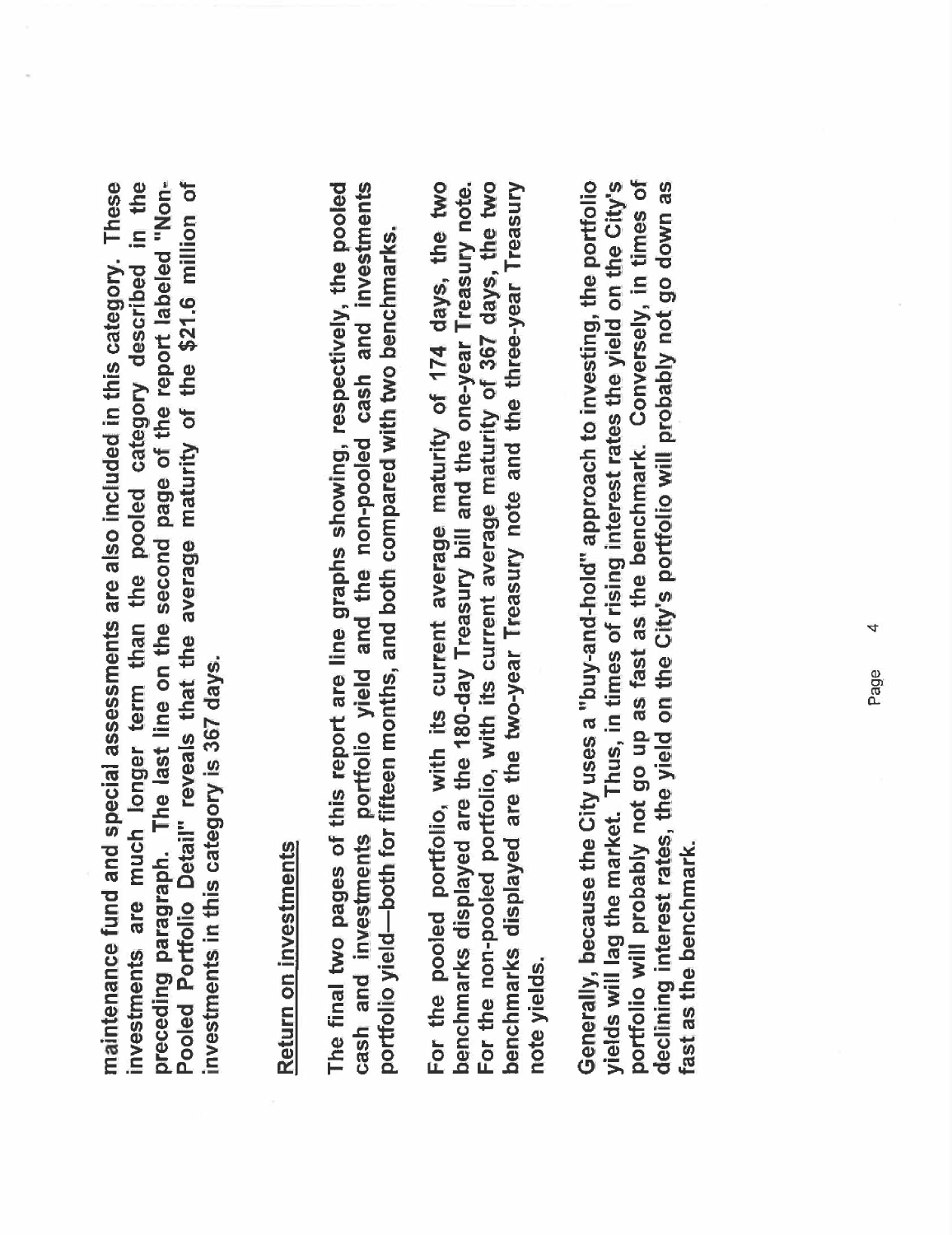maintenance fund and special assessments are also included in this category. These investments are much longer term than the pooled category described in the preceding paragraph. The last line on the second page of the report labeled "Non-Pooled Portfolio Detail" reveals that the average maturity of the $21.6 million of investments in this category is 367 days.

## Return on investments

The final two pages of this report are line graphs showing, respectively, the pooled cash and investments portfolio yield and the non-pooled cash and investments portfolio yield—both for fifteen months, and both compared with two benchmarks.

For the pooled portfolio, with its current average maturity of 174 days, the two benchmarks displayed are the 180-day Treasury bill and the one-year Treasury note. For the non-pooled portfolio, with its current average maturity of 367 days, the two benchmarks displayed are the two-year Treasury note and the three-year Treasury note yields.

Generally, because the City uses a "buy-and-hold" approach to investing, the portfolio yields will lag the market. Thus, in times of rising interest rates the yield on the City's portfolio will probably not go up as fast as the benchmark. Conversely, in times of declining interest rates, the yield on the City's portfolio will probably not go down as fast as the benchmark.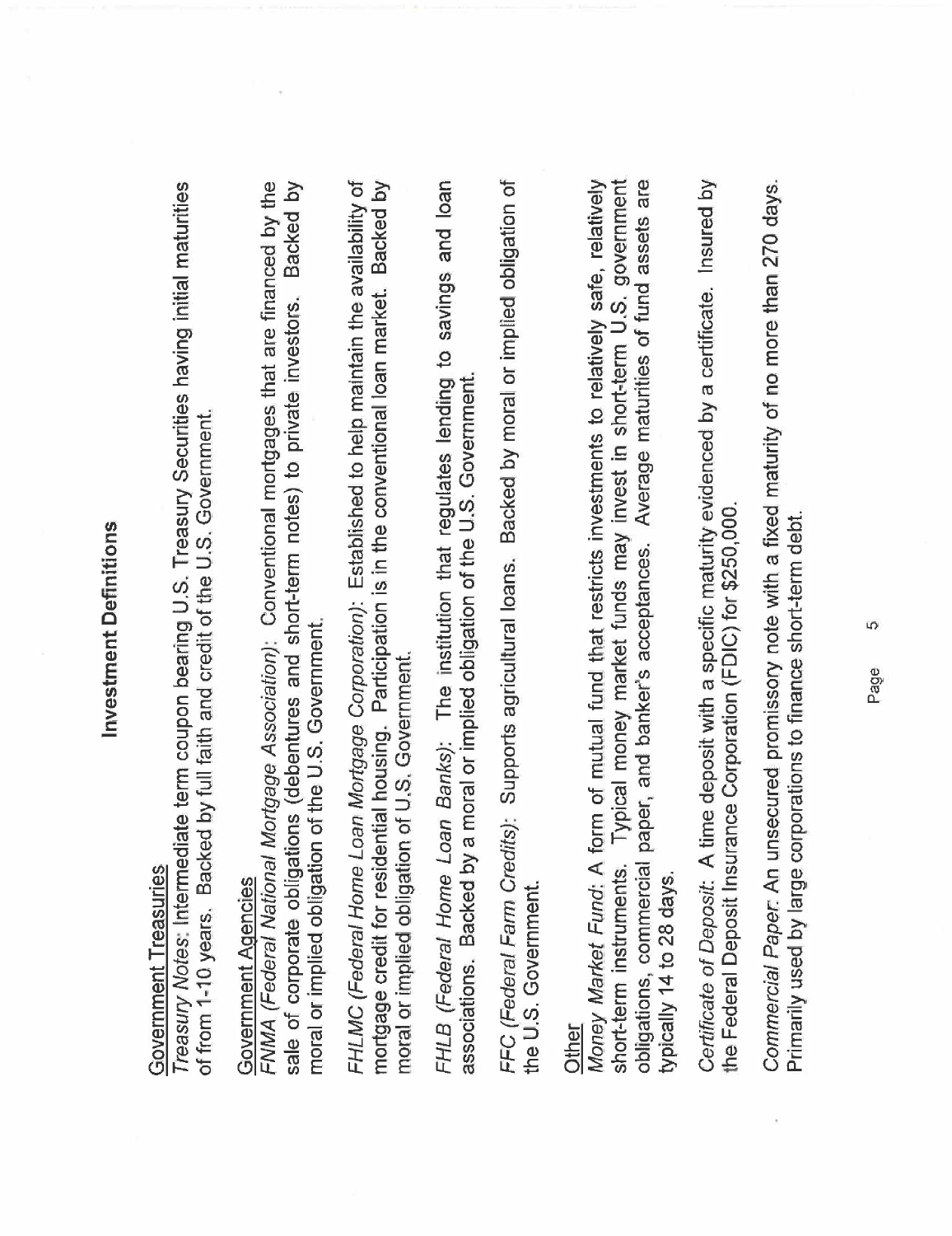# Investment Definitions

## Government Treasuries

*Treasury Notes*: Intermediate term coupon bearing U.S. Treasury Securities having initial maturities of from 1-10 years. Backed by full faith and credit of the U.S. Government.

## Government Agencies

*FNMA (Federal National Mortgage Association)*: Conventional mortgages that are financed by the sale of corporate obligations (debentures and short-term notes) to private investors. Backed by moral or implied obligation of the U.S. Government.

*FHLMC (Federal Home Loan Mortgage Corporation)*: Established to help maintain the availability of mortgage credit for residential housing. Participation is in the conventional loan market. Backed by moral or implied obligation of U.S. Government.

*FHLB (Federal Home Loan Banks)*: The institution that regulates lending to savings and loan associations. Backed by a moral or implied obligation of the U.S. Government.

*FFC (Federal Farm Credits)*: Supports agricultural loans. Backed by moral or implied obligation of the U.S. Government.

## Other

*Money Market Fund*: A form of mutual fund that restricts investments to relatively safe, relatively short-term instruments. Typical money market funds may invest in short-term U.S. government obligations, commercial paper, and banker's acceptances. Average maturities of fund assets are typically 14 to 28 days.

*Certificate of Deposit*: A time deposit with a specific maturity evidenced by a certificate. Insured by the Federal Deposit Insurance Corporation (FDIC) for $250,000.

*Commercial Paper*: An unsecured promissory note with a fixed maturity of no more than 270 days. Primarily used by large corporations to finance short-term debt.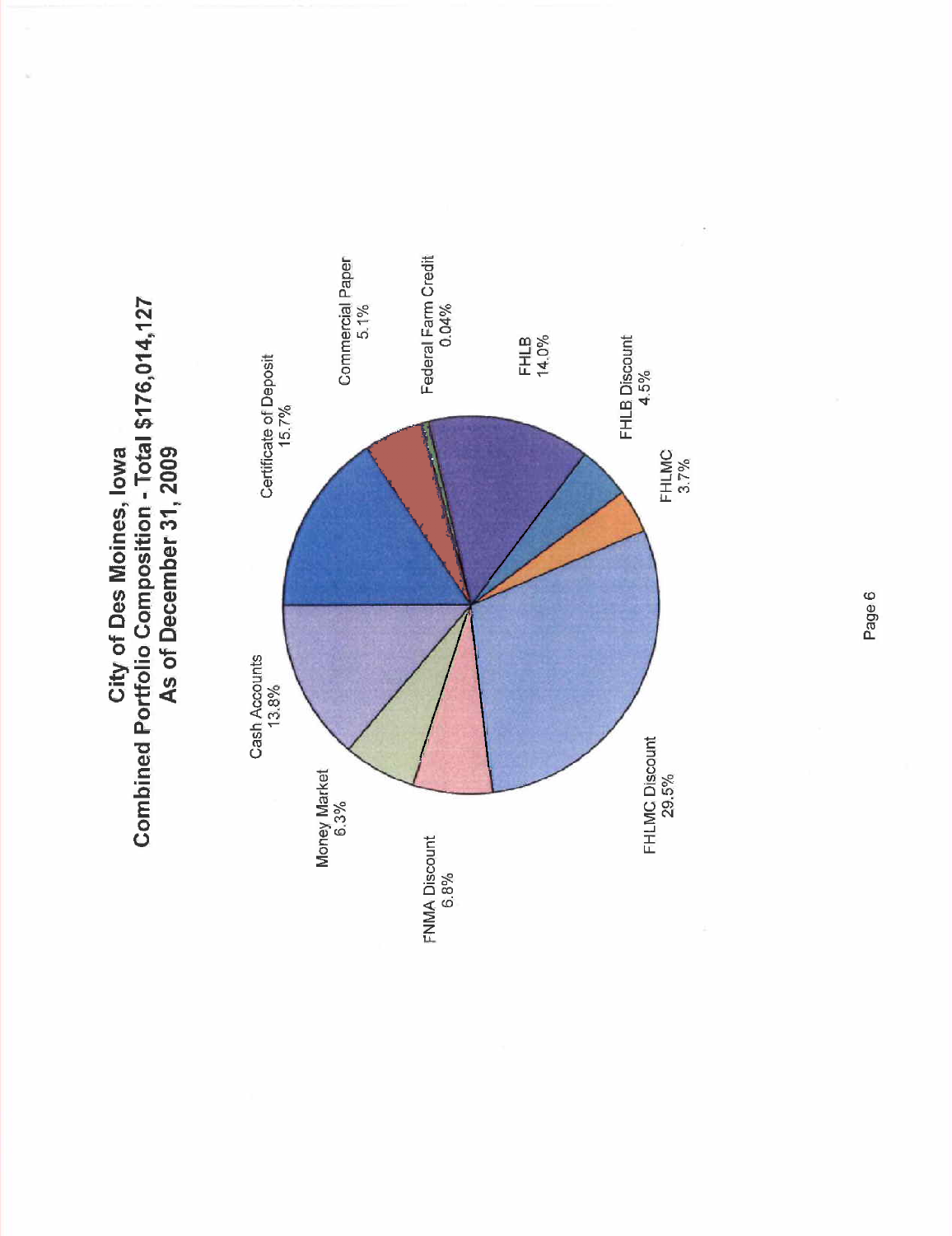# City of Des Moines, Iowa
## Combined Portfolio Composition - Total $176,014,127
## As of December 31, 2009

Cash Accounts
13.8%

Certificate of Deposit
15.7%

Commercial Paper
5.1%

Federal Farm Credit
0.04%

FHLB
14.0%

FHLB Discount
4.5%

FHLMC
3.7%

FHLMC Discount
29.5%

FNMA Discount
6.8%

Money Market
6.3%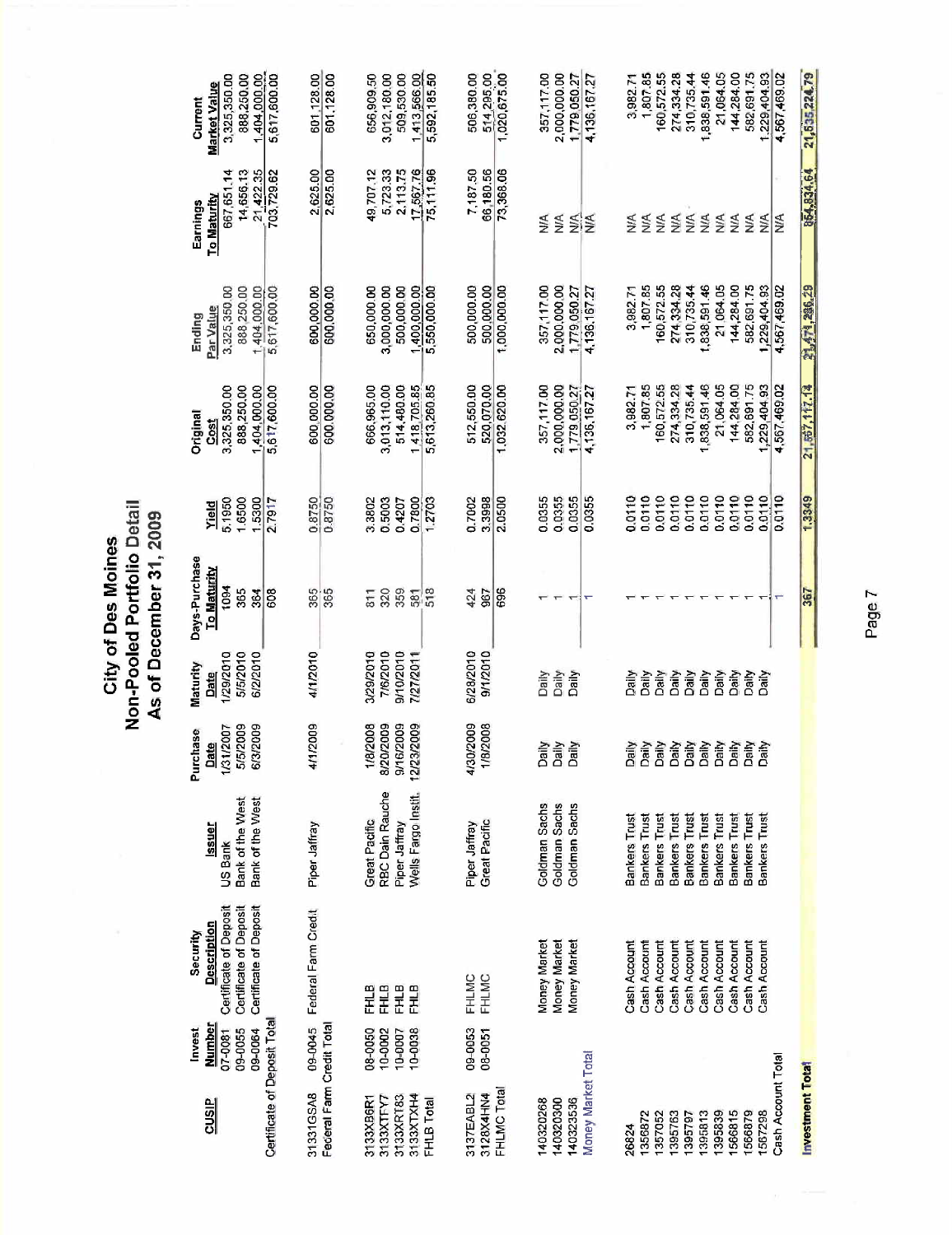# City of Des Moines
## Non-Pooled Portfolio Detail
### As of December 31, 2009

| CUSIP | Invest Number | Security Description | Issuer | Purchase Date | Maturity Date | Days-Purchase To Maturity | Yield | Original Cost | Ending Par Value | Earnings To Maturity | Current Market Value |
|---|---|---|---|---|---|---|---|---|---|---|---|
| | 07-0081 | Certificate of Deposit | US Bank | 1/31/2007 | 1/29/2010 | 1094 | 5.1950 | 3,325,350.00 | 3,325,350.00 | 667,651.14 | 3,325,350.00 |
| | 09-0055 | Certificate of Deposit | Bank of the West | 5/5/2009 | 5/5/2010 | 365 | 1.6500 | 888,250.00 | 888,250.00 | 14,656.13 | 888,250.00 |
| | 09-0064 | Certificate of Deposit | Bank of the West | 6/3/2009 | 6/2/2010 | 364 | 1.5300 | 1,404,000.00 | 1,404,000.00 | 21,422.35 | 1,404,000.00 |
| Certificate of Deposit Total | | | | | | 608 | 2.7917 | 5,617,600.00 | 5,617,600.00 | 703,729.62 | 5,617,600.00 |
| 31331GSA8 | 09-0045 | Federal Farm Credit | Piper Jaffray | 4/1/2009 | 4/1/2010 | 365 | 0.8750 | 600,000.00 | 600,000.00 | 2,625.00 | 601,128.00 |
| Federal Farm Credit Total | | | | | | 365 | 0.8750 | 600,000.00 | 600,000.00 | 2,625.00 | 601,128.00 |
| 3133XB6R1 | 08-0050 | FHLB | Great Pacific | 1/8/2008 | 3/29/2010 | 811 | 3.3802 | 666,965.00 | 650,000.00 | 49,707.12 | 656,909.50 |
| 3133XTFY7 | 10-0002 | FHLB | RBC Dain Rauche | 8/20/2009 | 7/6/2010 | 320 | 0.5003 | 3,013,110.00 | 3,000,000.00 | 5,723.33 | 3,012,180.00 |
| 3133XRT83 | 10-0007 | FHLB | Piper Jaffray | 9/16/2009 | 9/10/2010 | 359 | 0.4207 | 514,480.00 | 500,000.00 | 2,113.75 | 509,530.00 |
| 3133XTXH4 | 10-0038 | FHLB | Wells Fargo Instit. | 12/23/2009 | 7/27/2011 | 581 | 0.7800 | 1,418,705.85 | 1,400,000.00 | 17,567.76 | 1,413,566.00 |
| FHLB Total | | | | | | 518 | 1.2703 | 5,613,260.85 | 5,550,000.00 | 75,111.96 | 5,592,185.50 |
| 3137EABL2 | 09-0053 | FHLMC | Piper Jaffray | 4/30/2009 | 6/28/2010 | 424 | 0.7002 | 512,550.00 | 500,000.00 | 7,187.50 | 506,380.00 |
| 3128X4HN4 | 08-0051 | FHLMC | Great Pacific | 1/8/2008 | 9/1/2010 | 967 | 3.3998 | 520,070.00 | 500,000.00 | 66,180.56 | 514,295.00 |
| FHLMC Total | | | | | | 696 | 2.0500 | 1,032,620.00 | 1,000,000.00 | 73,368.06 | 1,020,675.00 |
| 140320268 | | Money Market | Goldman Sachs | Daily | Daily | 1 | 0.0355 | 357,117.00 | 357,117.00 | N/A | 357,117.00 |
| 140320300 | | Money Market | Goldman Sachs | Daily | Daily | 1 | 0.0355 | 2,000,000.00 | 2,000,000.00 | N/A | 2,000,000.00 |
| 140323536 | | Money Market | Goldman Sachs | Daily | Daily | 1 | 0.0355 | 1,779,050.27 | 1,779,050.27 | N/A | 1,779,050.27 |
| Money Market Total | | | | | | 1 | 0.0355 | 4,136,167.27 | 4,136,167.27 | N/A | 4,136,167.27 |
| 26824 | | Cash Account | Bankers Trust | Daily | Daily | 1 | 0.0110 | 3,982.71 | 3,982.71 | N/A | 3,982.71 |
| 1356872 | | Cash Account | Bankers Trust | Daily | Daily | 1 | 0.0110 | 1,807.85 | 1,807.85 | N/A | 1,807.85 |
| 1357052 | | Cash Account | Bankers Trust | Daily | Daily | 1 | 0.0110 | 160,572.55 | 160,572.55 | N/A | 160,572.55 |
| 1395763 | | Cash Account | Bankers Trust | Daily | Daily | 1 | 0.0110 | 274,334.28 | 274,334.28 | N/A | 274,334.28 |
| 1395797 | | Cash Account | Bankers Trust | Daily | Daily | 1 | 0.0110 | 310,735.44 | 310,735.44 | N/A | 310,735.44 |
| 1395813 | | Cash Account | Bankers Trust | Daily | Daily | 1 | 0.0110 | 1,838,591.46 | 1,838,591.46 | N/A | 1,838,591.46 |
| 1395839 | | Cash Account | Bankers Trust | Daily | Daily | 1 | 0.0110 | 21,064.05 | 21,064.05 | N/A | 21,064.05 |
| 1566815 | | Cash Account | Bankers Trust | Daily | Daily | 1 | 0.0110 | 144,284.00 | 144,284.00 | N/A | 144,284.00 |
| 1566879 | | Cash Account | Bankers Trust | Daily | Daily | 1 | 0.0110 | 582,691.75 | 582,691.75 | N/A | 582,691.75 |
| 1567298 | | Cash Account | Bankers Trust | Daily | Daily | 1 | 0.0110 | 1,229,404.93 | 1,229,404.93 | N/A | 1,229,404.93 |
| Cash Account Total | | | | | | 1 | 0.0110 | 4,567,469.02 | 4,567,469.02 | N/A | 4,567,469.02 |
| Investment Total | | | | | | 367 | 1.3349 | 21,567,117.14 | 21,471,236.29 | 854,834.64 | 21,535,224.79 |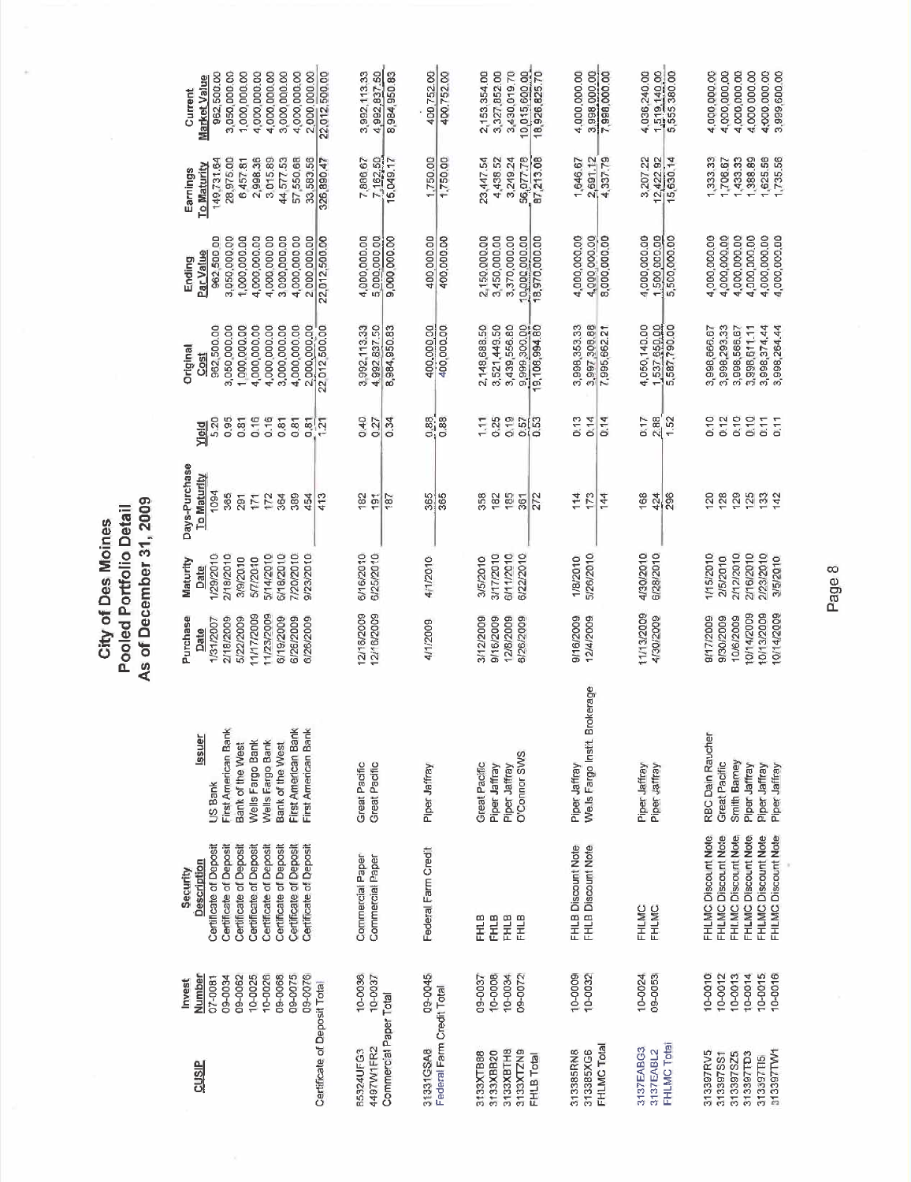# City of Des Moines
## Pooled Portfolio Detail
### As of December 31, 2009

| CUSIP | Invest Number | Security Description | Issuer | Purchase Date | Maturity Date | Days-Purchase To Maturity | Yield | Original Cost | Ending Par Value | Earnings To Maturity | Current Market Value |
|---|---|---|---|---|---|---|---|---|---|---|---|
| | 07-0081 | Certificate of Deposit | US Bank | 1/31/2007 | 1/29/2010 | 1094 | 5.20 | 962,500.00 | 962,500.00 | 149,731.64 | 962,500.00 |
| | 09-0034 | Certificate of Deposit | First American Bank | 2/18/2009 | 2/18/2010 | 365 | 0.95 | 3,050,000.00 | 3,050,000.00 | 28,975.00 | 3,050,000.00 |
| | 09-0062 | Certificate of Deposit | Bank of the West | 5/22/2009 | 3/9/2010 | 291 | 0.81 | 1,000,000.00 | 1,000,000.00 | 6,457.81 | 1,000,000.00 |
| | 10-0025 | Certificate of Deposit | Wells Fargo Bank | 11/17/2009 | 5/7/2010 | 171 | 0.16 | 4,000,000.00 | 4,000,000.00 | 2,998.36 | 4,000,000.00 |
| | 10-0026 | Certificate of Deposit | Wells Fargo Bank | 11/23/2009 | 5/14/2010 | 172 | 0.16 | 4,000,000.00 | 4,000,000.00 | 3,015.89 | 4,000,000.00 |
| | 09-0068 | Certificate of Deposit | Bank of the West | 6/19/2009 | 6/18/2010 | 364 | 0.81 | 3,000,000.00 | 3,000,000.00 | 44,577.53 | 3,000,000.00 |
| | 09-0075 | Certificate of Deposit | First American Bank | 6/26/2009 | 7/20/2010 | 389 | 0.81 | 4,000,000.00 | 4,000,000.00 | 57,550.68 | 4,000,000.00 |
| | 09-0076 | Certificate of Deposit | First American Bank | 6/26/2009 | 9/23/2010 | 454 | 0.81 | 2,000,000.00 | 2,000,000.00 | 33,583.56 | 2,000,000.00 |
| Certificate of Deposit Total | | | | | | 413 | 1.21 | 22,012,500.00 | 22,012,500.00 | 326,890.47 | 22,012,500.00 |
| 85324UFG3 | 10-0036 | Commercial Paper | Great Pacific | 12/16/2009 | 6/16/2010 | 182 | 0.40 | 3,992,113.33 | 4,000,000.00 | 7,886.67 | 3,992,113.33 |
| 4497W1FR2 | 10-0037 | Commercial Paper | Great Pacific | 12/16/2009 | 6/25/2010 | 191 | 0.27 | 4,992,837.50 | 5,000,000.00 | 7,162.50 | 4,992,837.50 |
| Commercial Paper Total | | | | | | 187 | 0.34 | 8,984,950.83 | 9,000,000.00 | 15,049.17 | 8,984,950.83 |
| 31331GSA8 | 09-0045 | Federal Farm Credit | Piper Jaffray | 4/1/2009 | 4/1/2010 | 365 | 0.88 | 400,000.00 | 400,000.00 | 1,750.00 | 400,752.00 |
| Federal Farm Credit Total | | | | | | 365 | 0.88 | 400,000.00 | 400,000.00 | 1,750.00 | 400,752.00 |
| 3133XTB88 | 09-0037 | FHLB | Great Pacific | 3/12/2009 | 3/5/2010 | 358 | 1.11 | 2,148,688.50 | 2,150,000.00 | 23,447.54 | 2,153,354.00 |
| 3133XRB20 | 10-0008 | FHLB | Piper Jaffray | 9/16/2009 | 3/17/2010 | 182 | 0.25 | 3,521,449.50 | 3,450,000.00 | 4,438.52 | 3,327,852.00 |
| 3133XBTH8 | 10-0034 | FHLB | Piper Jaffray | 12/8/2009 | 6/11/2010 | 185 | 0.19 | 3,439,556.80 | 3,370,000.00 | 3,249.24 | 3,430,019.70 |
| 3133XTZN9 | 09-0072 | FHLB | O'Connor SWS | 6/26/2009 | 6/22/2010 | 361 | 0.57 | 9,999,300.00 | 10,000,000.00 | 56,077.78 | 10,015,600.00 |
| FHLB Total | | | | | | 272 | 0.53 | 19,108,994.80 | 18,970,000.00 | 87,213.08 | 18,926,825.70 |
| 313385RN8 | 10-0009 | FHLB Discount Note | Piper Jaffray | 9/16/2009 | 1/8/2010 | 114 | 0.13 | 3,998,353.33 | 4,000,000.00 | 1,646.67 | 4,000,000.00 |
| 313385XG6 | 10-0032 | FHLB Discount Note | Wells Fargo Instit. Brokerage | 12/4/2009 | 5/26/2010 | 173 | 0.14 | 3,997,308.88 | 4,000,000.00 | 2,691.12 | 3,998,000.00 |
| FHLMC Total | | | | | | 144 | 0.14 | 7,995,662.21 | 8,000,000.00 | 4,337.79 | 7,998,000.00 |
| 3137EABG3 | 10-0024 | FHLMC | Piper Jaffray | 11/13/2009 | 4/30/2010 | 168 | 0.17 | 4,050,140.00 | 4,000,000.00 | 3,207.22 | 4,036,240.00 |
| 3137EABL2 | 09-0053 | FHLMC | Piper Jaffray | 4/30/2009 | 6/28/2010 | 424 | 2.88 | 1,537,650.00 | 1,500,000.00 | 12,422.92 | 1,519,140.00 |
| FHLMC Total | | | | | | 296 | 1.52 | 5,587,790.00 | 5,500,000.00 | 15,630.14 | 5,555,380.00 |
| 313397RV5 | 10-0010 | FHLMC Discount Note | RBC Dain Raucher | 9/17/2009 | 1/15/2010 | 120 | 0.10 | 3,998,666.67 | 4,000,000.00 | 1,333.33 | 4,000,000.00 |
| 313397SS1 | 10-0012 | FHLMC Discount Note | Great Pacific | 9/30/2009 | 2/5/2010 | 128 | 0.12 | 3,998,293.33 | 4,000,000.00 | 1,706.67 | 4,000,000.00 |
| 313397SZ5 | 10-0013 | FHLMC Discount Note | Smith Barney | 10/6/2009 | 2/12/2010 | 129 | 0.10 | 3,998,566.67 | 4,000,000.00 | 1,433.33 | 4,000,000.00 |
| 313397TD3 | 10-0014 | FHLMC Discount Note | Piper Jaffray | 10/14/2009 | 2/16/2010 | 125 | 0.10 | 3,998,611.11 | 4,000,000.00 | 1,388.89 | 4,000,000.00 |
| 313397TI5 | 10-0015 | FHLMC Discount Note | Piper Jaffray | 10/13/2009 | 2/23/2010 | 133 | 0.11 | 3,998,374.44 | 4,000,000.00 | 1,625.56 | 4,000,000.00 |
| 313397TW1 | 10-0016 | FHLMC Discount Note | Piper Jaffray | 10/14/2009 | 3/5/2010 | 142 | 0.11 | 3,998,264.44 | 4,000,000.00 | 1,735.56 | 3,999,600.00 |